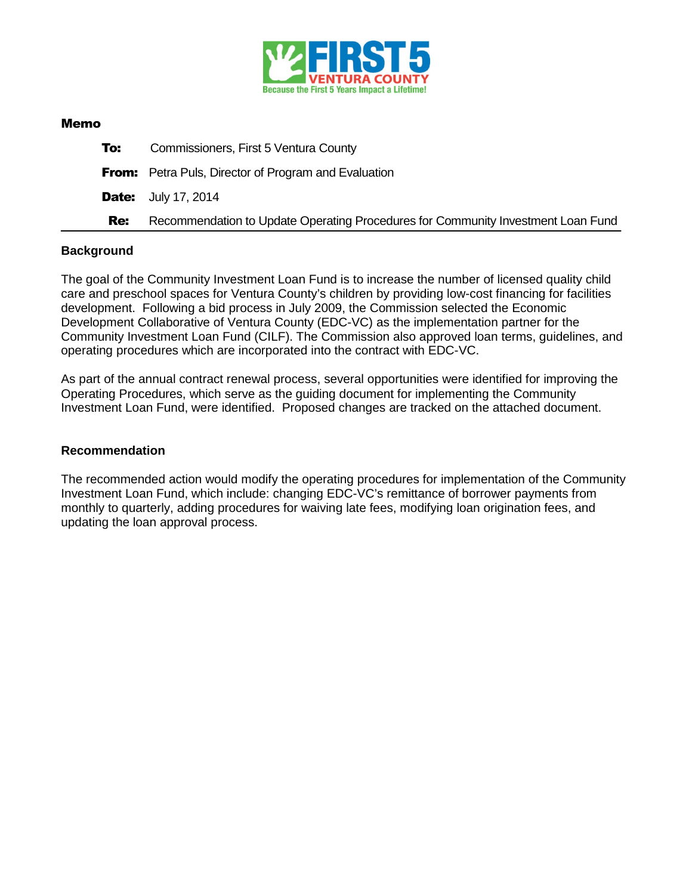FIRST 5 VENTURA COUNTY
Because the First 5 Years Impact a Lifetime!

**Memo**

**To:** Commissioners, First 5 Ventura County

**From:** Petra Puls, Director of Program and Evaluation

**Date:** July 17, 2014

**Re:** Recommendation to Update Operating Procedures for Community Investment Loan Fund

## Background

The goal of the Community Investment Loan Fund is to increase the number of licensed quality child care and preschool spaces for Ventura County's children by providing low-cost financing for facilities development. Following a bid process in July 2009, the Commission selected the Economic Development Collaborative of Ventura County (EDC-VC) as the implementation partner for the Community Investment Loan Fund (CILF). The Commission also approved loan terms, guidelines, and operating procedures which are incorporated into the contract with EDC-VC.

As part of the annual contract renewal process, several opportunities were identified for improving the Operating Procedures, which serve as the guiding document for implementing the Community Investment Loan Fund, were identified. Proposed changes are tracked on the attached document.

## Recommendation

The recommended action would modify the operating procedures for implementation of the Community Investment Loan Fund, which include: changing EDC-VC's remittance of borrower payments from monthly to quarterly, adding procedures for waiving late fees, modifying loan origination fees, and updating the loan approval process.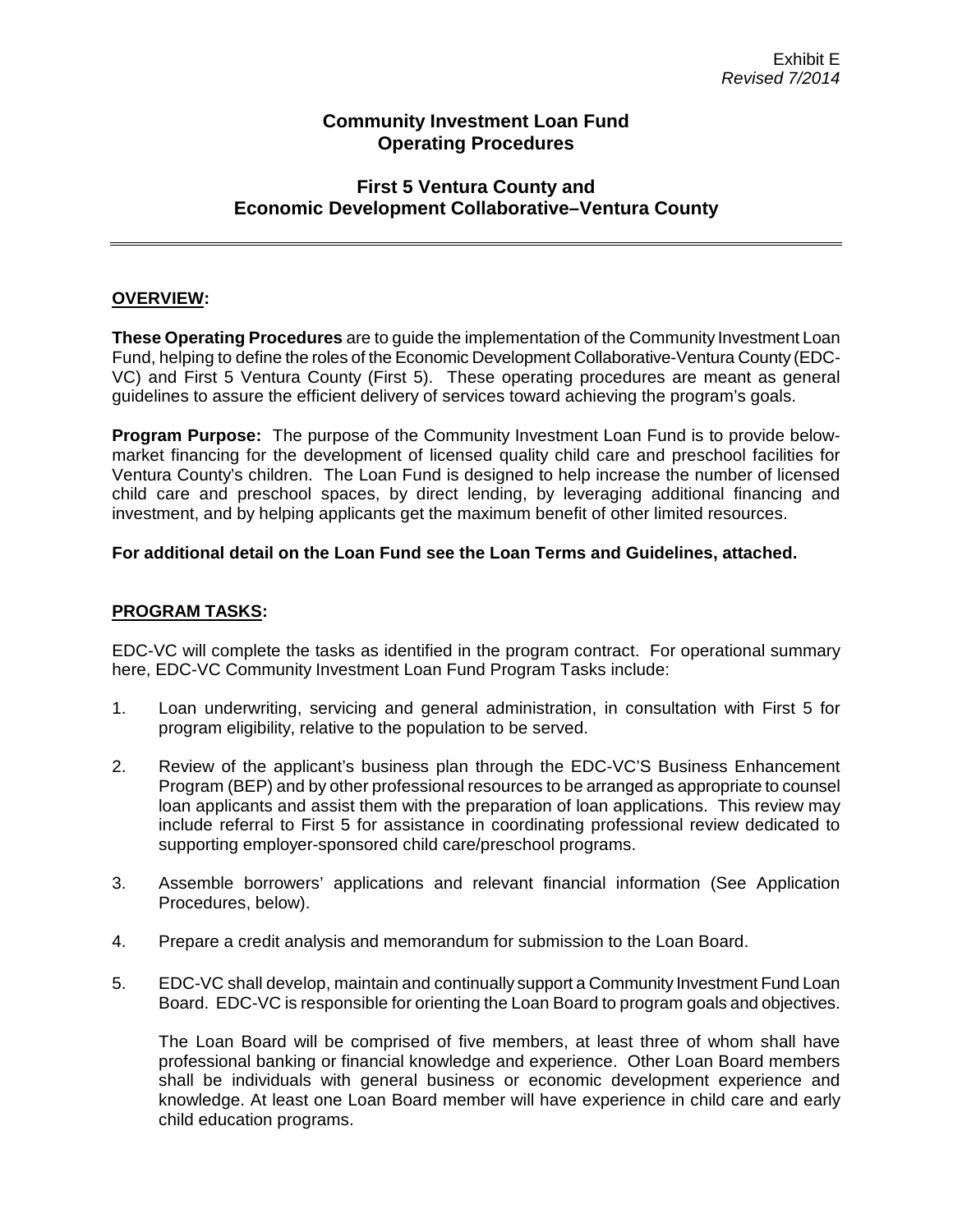Exhibit E
*Revised 7/2014*

# Community Investment Loan Fund Operating Procedures

## First 5 Ventura County and Economic Development Collaborative–Ventura County

---

**<u>OVERVIEW</u>:**

**These Operating Procedures** are to guide the implementation of the Community Investment Loan Fund, helping to define the roles of the Economic Development Collaborative-Ventura County (EDC-VC) and First 5 Ventura County (First 5). These operating procedures are meant as general guidelines to assure the efficient delivery of services toward achieving the program's goals.

**Program Purpose:** The purpose of the Community Investment Loan Fund is to provide below-market financing for the development of licensed quality child care and preschool facilities for Ventura County's children. The Loan Fund is designed to help increase the number of licensed child care and preschool spaces, by direct lending, by leveraging additional financing and investment, and by helping applicants get the maximum benefit of other limited resources.

**For additional detail on the Loan Fund see the Loan Terms and Guidelines, attached.**

**<u>PROGRAM TASKS</u>:**

EDC-VC will complete the tasks as identified in the program contract. For operational summary here, EDC-VC Community Investment Loan Fund Program Tasks include:

1. Loan underwriting, servicing and general administration, in consultation with First 5 for program eligibility, relative to the population to be served.
2. Review of the applicant's business plan through the EDC-VC'S Business Enhancement Program (BEP) and by other professional resources to be arranged as appropriate to counsel loan applicants and assist them with the preparation of loan applications. This review may include referral to First 5 for assistance in coordinating professional review dedicated to supporting employer-sponsored child care/preschool programs.
3. Assemble borrowers' applications and relevant financial information (See Application Procedures, below).
4. Prepare a credit analysis and memorandum for submission to the Loan Board.
5. EDC-VC shall develop, maintain and continually support a Community Investment Fund Loan Board. EDC-VC is responsible for orienting the Loan Board to program goals and objectives.

   The Loan Board will be comprised of five members, at least three of whom shall have professional banking or financial knowledge and experience. Other Loan Board members shall be individuals with general business or economic development experience and knowledge. At least one Loan Board member will have experience in child care and early child education programs.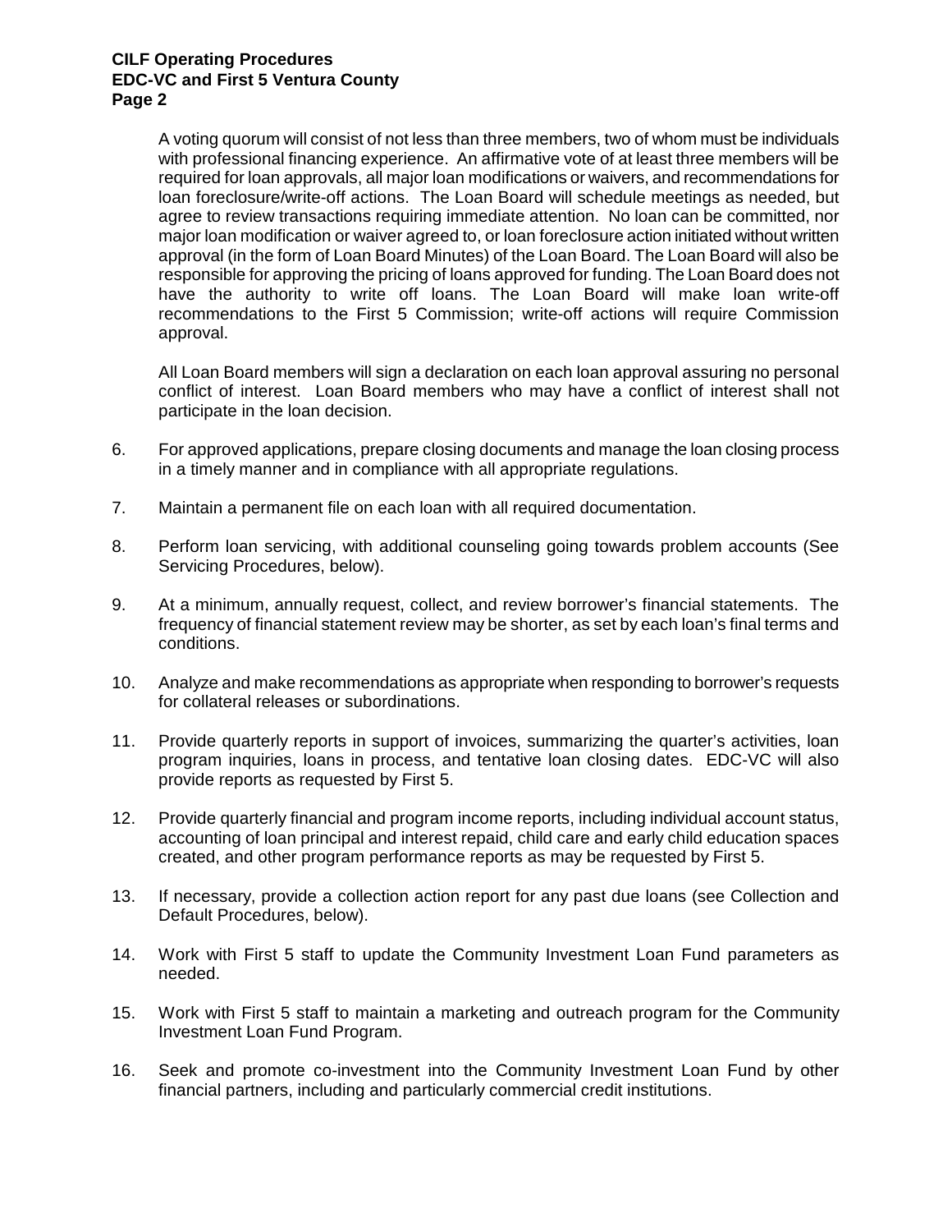A voting quorum will consist of not less than three members, two of whom must be individuals with professional financing experience. An affirmative vote of at least three members will be required for loan approvals, all major loan modifications or waivers, and recommendations for loan foreclosure/write-off actions. The Loan Board will schedule meetings as needed, but agree to review transactions requiring immediate attention. No loan can be committed, nor major loan modification or waiver agreed to, or loan foreclosure action initiated without written approval (in the form of Loan Board Minutes) of the Loan Board. The Loan Board will also be responsible for approving the pricing of loans approved for funding. The Loan Board does not have the authority to write off loans. The Loan Board will make loan write-off recommendations to the First 5 Commission; write-off actions will require Commission approval.

All Loan Board members will sign a declaration on each loan approval assuring no personal conflict of interest. Loan Board members who may have a conflict of interest shall not participate in the loan decision.

6. For approved applications, prepare closing documents and manage the loan closing process in a timely manner and in compliance with all appropriate regulations.

7. Maintain a permanent file on each loan with all required documentation.

8. Perform loan servicing, with additional counseling going towards problem accounts (See Servicing Procedures, below).

9. At a minimum, annually request, collect, and review borrower's financial statements. The frequency of financial statement review may be shorter, as set by each loan's final terms and conditions.

10. Analyze and make recommendations as appropriate when responding to borrower's requests for collateral releases or subordinations.

11. Provide quarterly reports in support of invoices, summarizing the quarter's activities, loan program inquiries, loans in process, and tentative loan closing dates. EDC-VC will also provide reports as requested by First 5.

12. Provide quarterly financial and program income reports, including individual account status, accounting of loan principal and interest repaid, child care and early child education spaces created, and other program performance reports as may be requested by First 5.

13. If necessary, provide a collection action report for any past due loans (see Collection and Default Procedures, below).

14. Work with First 5 staff to update the Community Investment Loan Fund parameters as needed.

15. Work with First 5 staff to maintain a marketing and outreach program for the Community Investment Loan Fund Program.

16. Seek and promote co-investment into the Community Investment Loan Fund by other financial partners, including and particularly commercial credit institutions.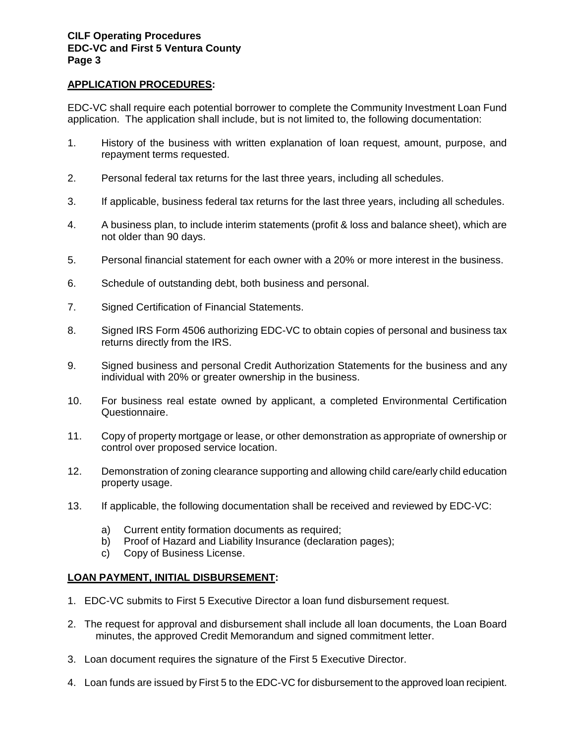## APPLICATION PROCEDURES:

EDC-VC shall require each potential borrower to complete the Community Investment Loan Fund application. The application shall include, but is not limited to, the following documentation:

1. History of the business with written explanation of loan request, amount, purpose, and repayment terms requested.

2. Personal federal tax returns for the last three years, including all schedules.

3. If applicable, business federal tax returns for the last three years, including all schedules.

4. A business plan, to include interim statements (profit & loss and balance sheet), which are not older than 90 days.

5. Personal financial statement for each owner with a 20% or more interest in the business.

6. Schedule of outstanding debt, both business and personal.

7. Signed Certification of Financial Statements.

8. Signed IRS Form 4506 authorizing EDC-VC to obtain copies of personal and business tax returns directly from the IRS.

9. Signed business and personal Credit Authorization Statements for the business and any individual with 20% or greater ownership in the business.

10. For business real estate owned by applicant, a completed Environmental Certification Questionnaire.

11. Copy of property mortgage or lease, or other demonstration as appropriate of ownership or control over proposed service location.

12. Demonstration of zoning clearance supporting and allowing child care/early child education property usage.

13. If applicable, the following documentation shall be received and reviewed by EDC-VC:

    a) Current entity formation documents as required;
    b) Proof of Hazard and Liability Insurance (declaration pages);
    c) Copy of Business License.

## LOAN PAYMENT, INITIAL DISBURSEMENT:

1. EDC-VC submits to First 5 Executive Director a loan fund disbursement request.

2. The request for approval and disbursement shall include all loan documents, the Loan Board minutes, the approved Credit Memorandum and signed commitment letter.

3. Loan document requires the signature of the First 5 Executive Director.

4. Loan funds are issued by First 5 to the EDC-VC for disbursement to the approved loan recipient.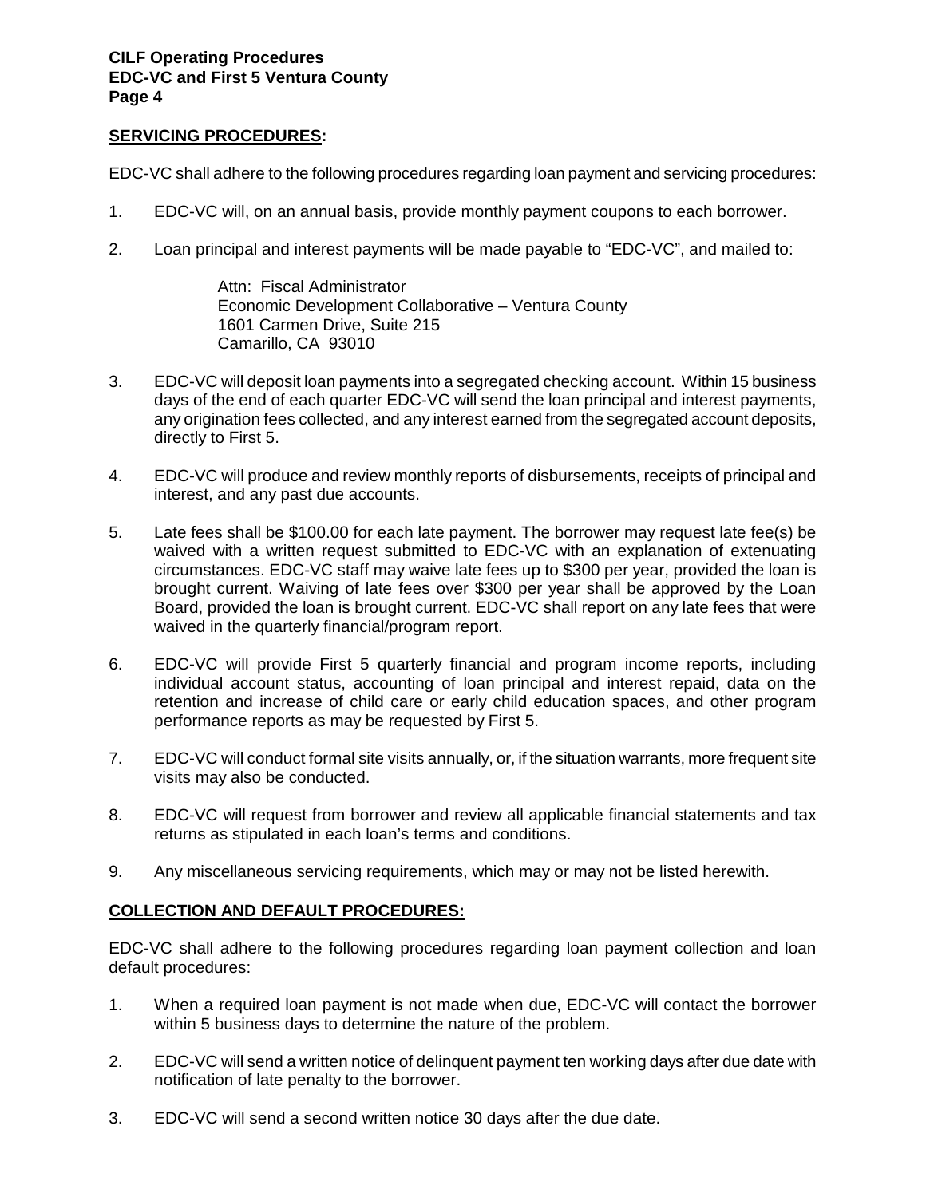## SERVICING PROCEDURES:

EDC-VC shall adhere to the following procedures regarding loan payment and servicing procedures:

1. EDC-VC will, on an annual basis, provide monthly payment coupons to each borrower.

2. Loan principal and interest payments will be made payable to "EDC-VC", and mailed to:

   Attn: Fiscal Administrator
   Economic Development Collaborative – Ventura County
   1601 Carmen Drive, Suite 215
   Camarillo, CA 93010

3. EDC-VC will deposit loan payments into a segregated checking account. Within 15 business days of the end of each quarter EDC-VC will send the loan principal and interest payments, any origination fees collected, and any interest earned from the segregated account deposits, directly to First 5.

4. EDC-VC will produce and review monthly reports of disbursements, receipts of principal and interest, and any past due accounts.

5. Late fees shall be $100.00 for each late payment. The borrower may request late fee(s) be waived with a written request submitted to EDC-VC with an explanation of extenuating circumstances. EDC-VC staff may waive late fees up to $300 per year, provided the loan is brought current. Waiving of late fees over $300 per year shall be approved by the Loan Board, provided the loan is brought current. EDC-VC shall report on any late fees that were waived in the quarterly financial/program report.

6. EDC-VC will provide First 5 quarterly financial and program income reports, including individual account status, accounting of loan principal and interest repaid, data on the retention and increase of child care or early child education spaces, and other program performance reports as may be requested by First 5.

7. EDC-VC will conduct formal site visits annually, or, if the situation warrants, more frequent site visits may also be conducted.

8. EDC-VC will request from borrower and review all applicable financial statements and tax returns as stipulated in each loan's terms and conditions.

9. Any miscellaneous servicing requirements, which may or may not be listed herewith.

## COLLECTION AND DEFAULT PROCEDURES:

EDC-VC shall adhere to the following procedures regarding loan payment collection and loan default procedures:

1. When a required loan payment is not made when due, EDC-VC will contact the borrower within 5 business days to determine the nature of the problem.

2. EDC-VC will send a written notice of delinquent payment ten working days after due date with notification of late penalty to the borrower.

3. EDC-VC will send a second written notice 30 days after the due date.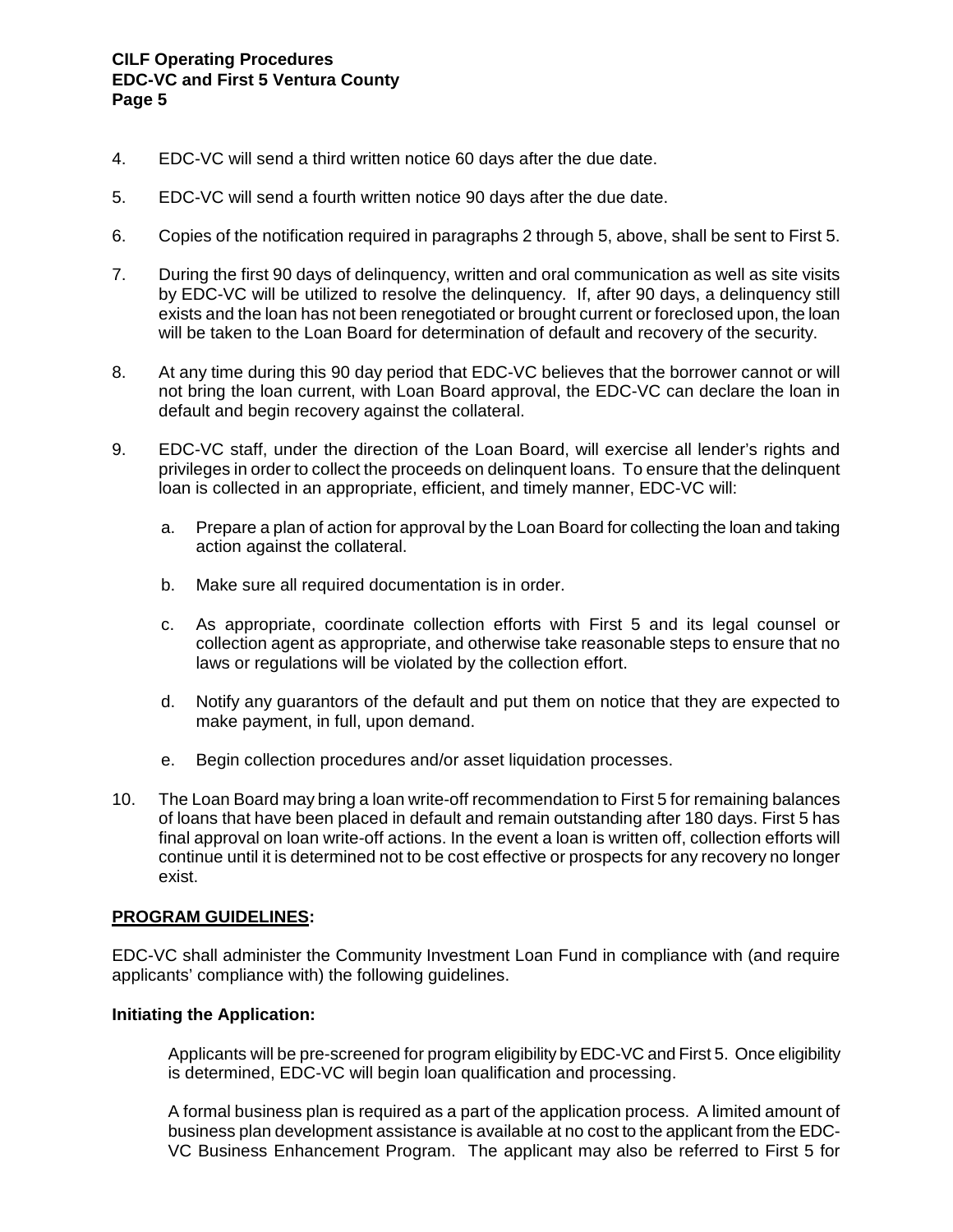4. EDC-VC will send a third written notice 60 days after the due date.

5. EDC-VC will send a fourth written notice 90 days after the due date.

6. Copies of the notification required in paragraphs 2 through 5, above, shall be sent to First 5.

7. During the first 90 days of delinquency, written and oral communication as well as site visits by EDC-VC will be utilized to resolve the delinquency. If, after 90 days, a delinquency still exists and the loan has not been renegotiated or brought current or foreclosed upon, the loan will be taken to the Loan Board for determination of default and recovery of the security.

8. At any time during this 90 day period that EDC-VC believes that the borrower cannot or will not bring the loan current, with Loan Board approval, the EDC-VC can declare the loan in default and begin recovery against the collateral.

9. EDC-VC staff, under the direction of the Loan Board, will exercise all lender's rights and privileges in order to collect the proceeds on delinquent loans. To ensure that the delinquent loan is collected in an appropriate, efficient, and timely manner, EDC-VC will:

   a. Prepare a plan of action for approval by the Loan Board for collecting the loan and taking action against the collateral.

   b. Make sure all required documentation is in order.

   c. As appropriate, coordinate collection efforts with First 5 and its legal counsel or collection agent as appropriate, and otherwise take reasonable steps to ensure that no laws or regulations will be violated by the collection effort.

   d. Notify any guarantors of the default and put them on notice that they are expected to make payment, in full, upon demand.

   e. Begin collection procedures and/or asset liquidation processes.

10. The Loan Board may bring a loan write-off recommendation to First 5 for remaining balances of loans that have been placed in default and remain outstanding after 180 days. First 5 has final approval on loan write-off actions. In the event a loan is written off, collection efforts will continue until it is determined not to be cost effective or prospects for any recovery no longer exist.

## PROGRAM GUIDELINES:

EDC-VC shall administer the Community Investment Loan Fund in compliance with (and require applicants' compliance with) the following guidelines.

### Initiating the Application:

Applicants will be pre-screened for program eligibility by EDC-VC and First 5. Once eligibility is determined, EDC-VC will begin loan qualification and processing.

A formal business plan is required as a part of the application process. A limited amount of business plan development assistance is available at no cost to the applicant from the EDC-VC Business Enhancement Program. The applicant may also be referred to First 5 for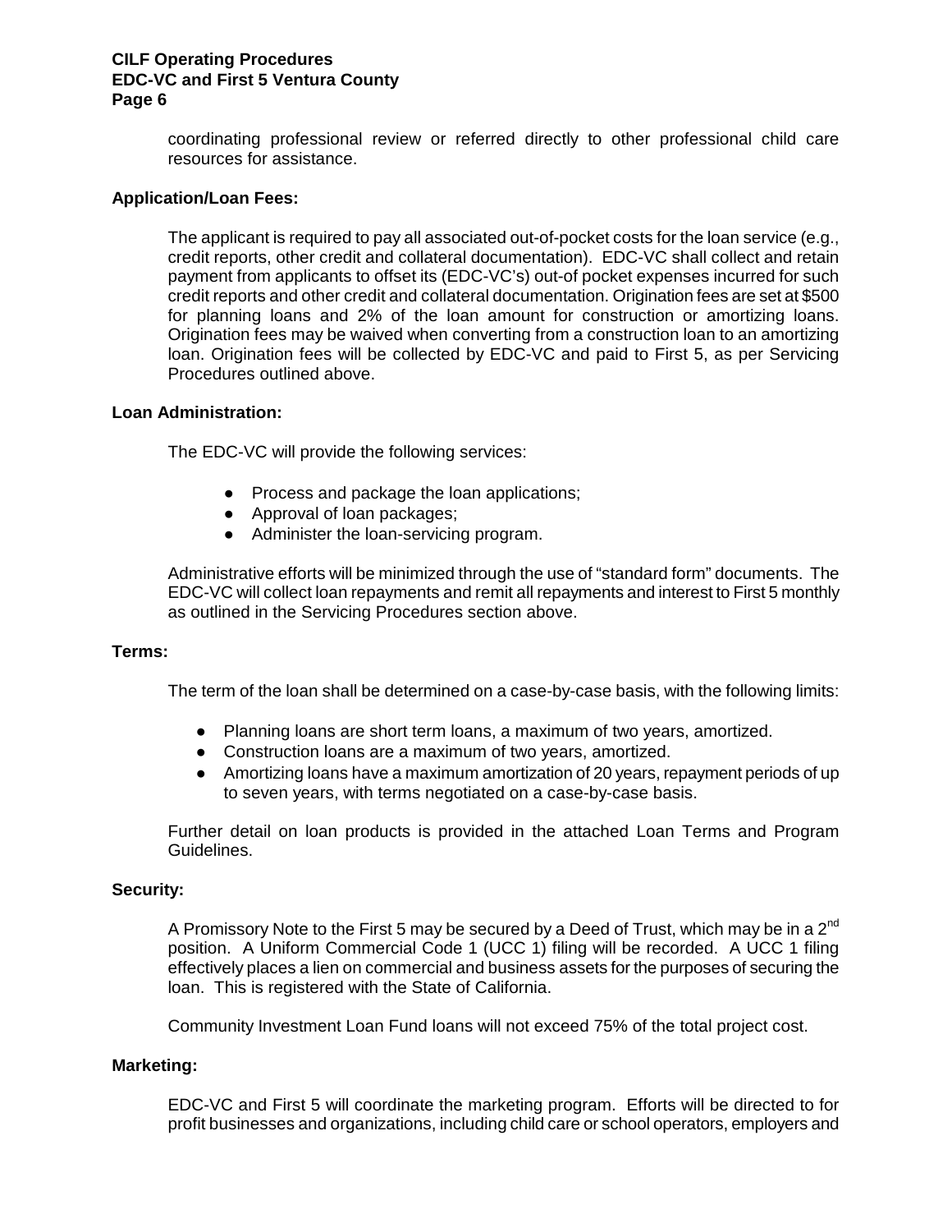coordinating professional review or referred directly to other professional child care resources for assistance.

**Application/Loan Fees:**

The applicant is required to pay all associated out-of-pocket costs for the loan service (e.g., credit reports, other credit and collateral documentation). EDC-VC shall collect and retain payment from applicants to offset its (EDC-VC's) out-of pocket expenses incurred for such credit reports and other credit and collateral documentation. Origination fees are set at $500 for planning loans and 2% of the loan amount for construction or amortizing loans. Origination fees may be waived when converting from a construction loan to an amortizing loan. Origination fees will be collected by EDC-VC and paid to First 5, as per Servicing Procedures outlined above.

**Loan Administration:**

The EDC-VC will provide the following services:

- Process and package the loan applications;
- Approval of loan packages;
- Administer the loan-servicing program.

Administrative efforts will be minimized through the use of "standard form" documents. The EDC-VC will collect loan repayments and remit all repayments and interest to First 5 monthly as outlined in the Servicing Procedures section above.

**Terms:**

The term of the loan shall be determined on a case-by-case basis, with the following limits:

- Planning loans are short term loans, a maximum of two years, amortized.
- Construction loans are a maximum of two years, amortized.
- Amortizing loans have a maximum amortization of 20 years, repayment periods of up to seven years, with terms negotiated on a case-by-case basis.

Further detail on loan products is provided in the attached Loan Terms and Program Guidelines.

**Security:**

A Promissory Note to the First 5 may be secured by a Deed of Trust, which may be in a 2nd position. A Uniform Commercial Code 1 (UCC 1) filing will be recorded. A UCC 1 filing effectively places a lien on commercial and business assets for the purposes of securing the loan. This is registered with the State of California.

Community Investment Loan Fund loans will not exceed 75% of the total project cost.

**Marketing:**

EDC-VC and First 5 will coordinate the marketing program. Efforts will be directed to for profit businesses and organizations, including child care or school operators, employers and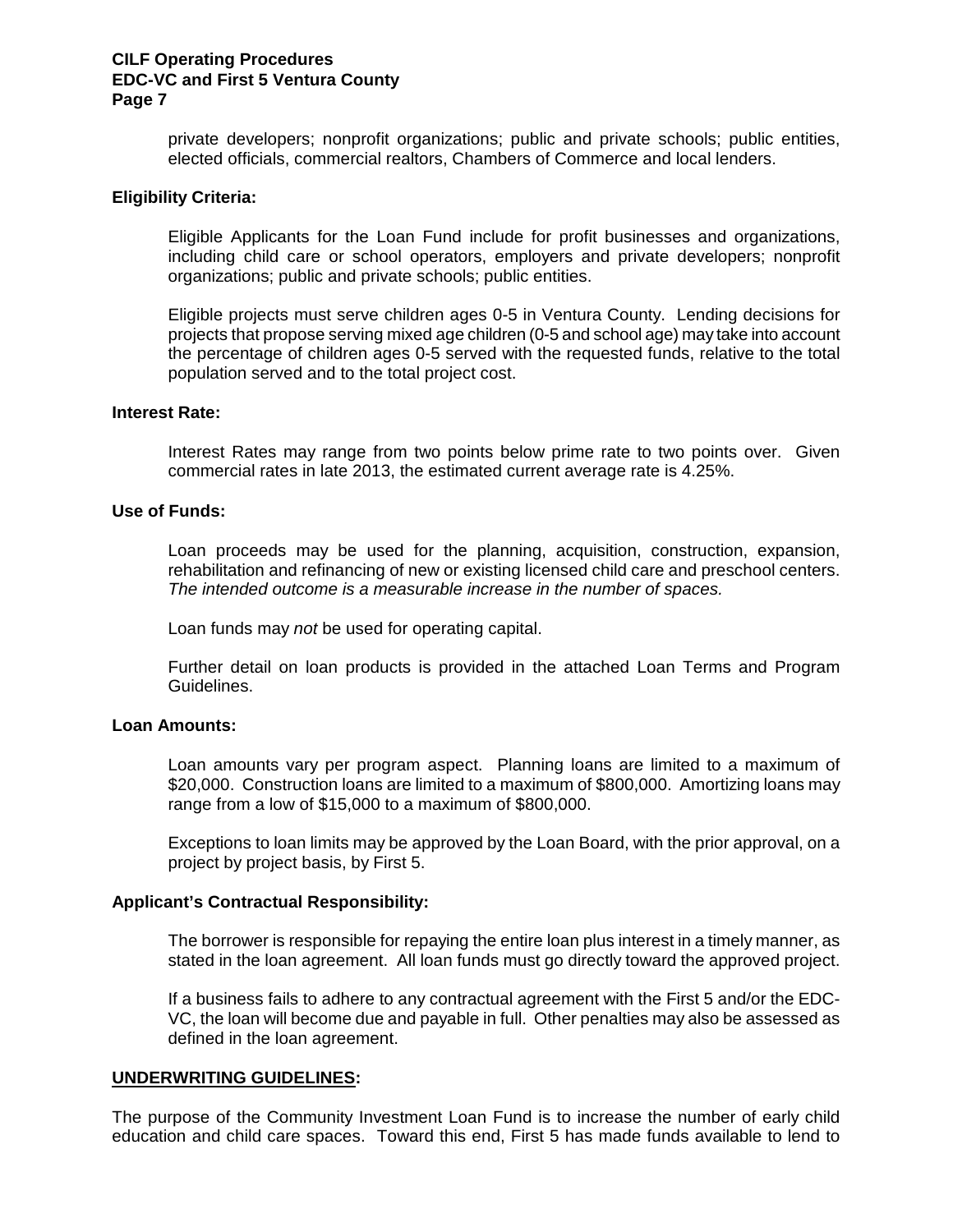private developers; nonprofit organizations; public and private schools; public entities, elected officials, commercial realtors, Chambers of Commerce and local lenders.

**Eligibility Criteria:**

Eligible Applicants for the Loan Fund include for profit businesses and organizations, including child care or school operators, employers and private developers; nonprofit organizations; public and private schools; public entities.

Eligible projects must serve children ages 0-5 in Ventura County. Lending decisions for projects that propose serving mixed age children (0-5 and school age) may take into account the percentage of children ages 0-5 served with the requested funds, relative to the total population served and to the total project cost.

**Interest Rate:**

Interest Rates may range from two points below prime rate to two points over. Given commercial rates in late 2013, the estimated current average rate is 4.25%.

**Use of Funds:**

Loan proceeds may be used for the planning, acquisition, construction, expansion, rehabilitation and refinancing of new or existing licensed child care and preschool centers. *The intended outcome is a measurable increase in the number of spaces.*

Loan funds may *not* be used for operating capital.

Further detail on loan products is provided in the attached Loan Terms and Program Guidelines.

**Loan Amounts:**

Loan amounts vary per program aspect. Planning loans are limited to a maximum of $20,000. Construction loans are limited to a maximum of $800,000. Amortizing loans may range from a low of $15,000 to a maximum of $800,000.

Exceptions to loan limits may be approved by the Loan Board, with the prior approval, on a project by project basis, by First 5.

**Applicant's Contractual Responsibility:**

The borrower is responsible for repaying the entire loan plus interest in a timely manner, as stated in the loan agreement. All loan funds must go directly toward the approved project.

If a business fails to adhere to any contractual agreement with the First 5 and/or the EDC-VC, the loan will become due and payable in full. Other penalties may also be assessed as defined in the loan agreement.

## UNDERWRITING GUIDELINES:

The purpose of the Community Investment Loan Fund is to increase the number of early child education and child care spaces. Toward this end, First 5 has made funds available to lend to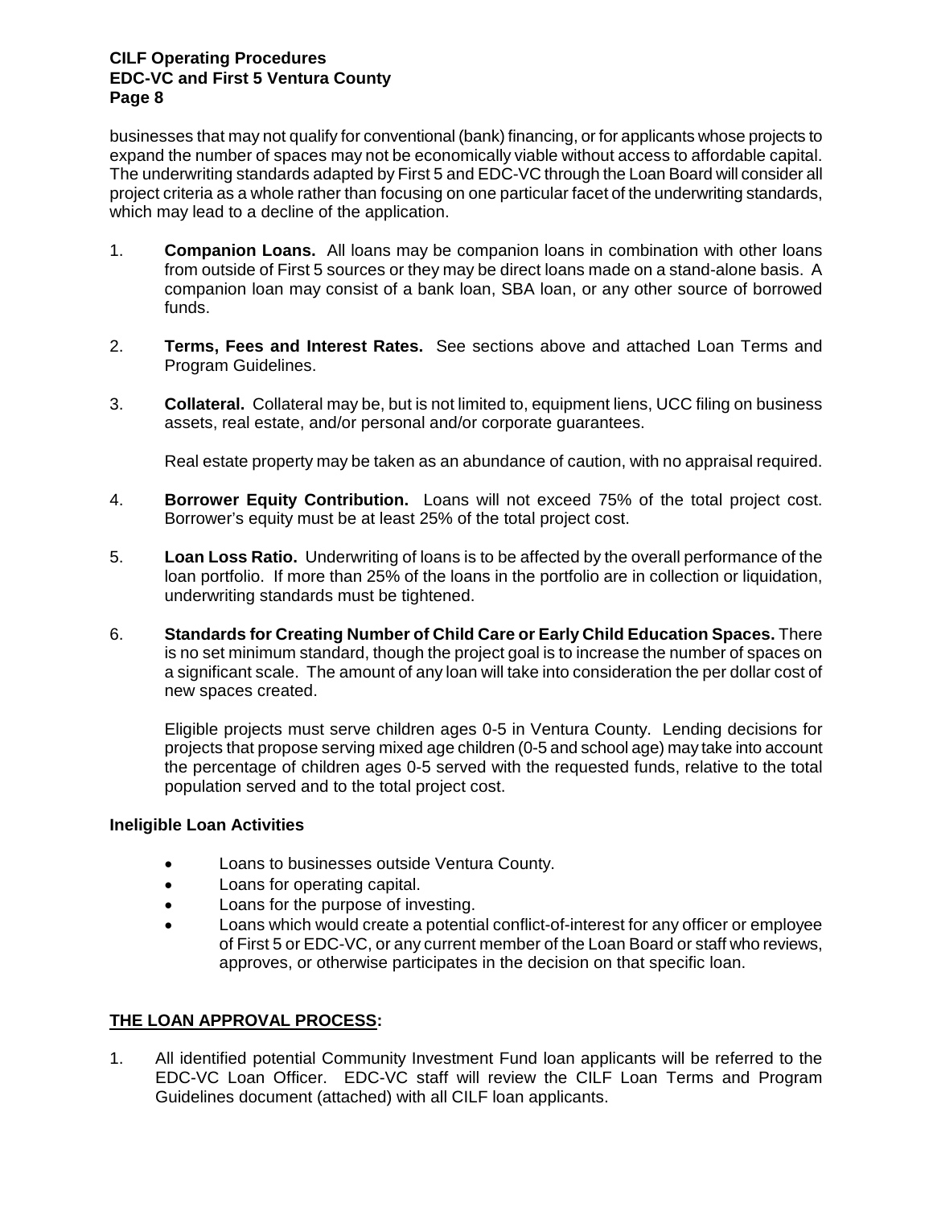businesses that may not qualify for conventional (bank) financing, or for applicants whose projects to expand the number of spaces may not be economically viable without access to affordable capital. The underwriting standards adapted by First 5 and EDC-VC through the Loan Board will consider all project criteria as a whole rather than focusing on one particular facet of the underwriting standards, which may lead to a decline of the application.

1. **Companion Loans.** All loans may be companion loans in combination with other loans from outside of First 5 sources or they may be direct loans made on a stand-alone basis. A companion loan may consist of a bank loan, SBA loan, or any other source of borrowed funds.

2. **Terms, Fees and Interest Rates.** See sections above and attached Loan Terms and Program Guidelines.

3. **Collateral.** Collateral may be, but is not limited to, equipment liens, UCC filing on business assets, real estate, and/or personal and/or corporate guarantees.

   Real estate property may be taken as an abundance of caution, with no appraisal required.

4. **Borrower Equity Contribution.** Loans will not exceed 75% of the total project cost. Borrower's equity must be at least 25% of the total project cost.

5. **Loan Loss Ratio.** Underwriting of loans is to be affected by the overall performance of the loan portfolio. If more than 25% of the loans in the portfolio are in collection or liquidation, underwriting standards must be tightened.

6. **Standards for Creating Number of Child Care or Early Child Education Spaces.** There is no set minimum standard, though the project goal is to increase the number of spaces on a significant scale. The amount of any loan will take into consideration the per dollar cost of new spaces created.

   Eligible projects must serve children ages 0-5 in Ventura County. Lending decisions for projects that propose serving mixed age children (0-5 and school age) may take into account the percentage of children ages 0-5 served with the requested funds, relative to the total population served and to the total project cost.

**Ineligible Loan Activities**

- Loans to businesses outside Ventura County.
- Loans for operating capital.
- Loans for the purpose of investing.
- Loans which would create a potential conflict-of-interest for any officer or employee of First 5 or EDC-VC, or any current member of the Loan Board or staff who reviews, approves, or otherwise participates in the decision on that specific loan.

## THE LOAN APPROVAL PROCESS:

1. All identified potential Community Investment Fund loan applicants will be referred to the EDC-VC Loan Officer. EDC-VC staff will review the CILF Loan Terms and Program Guidelines document (attached) with all CILF loan applicants.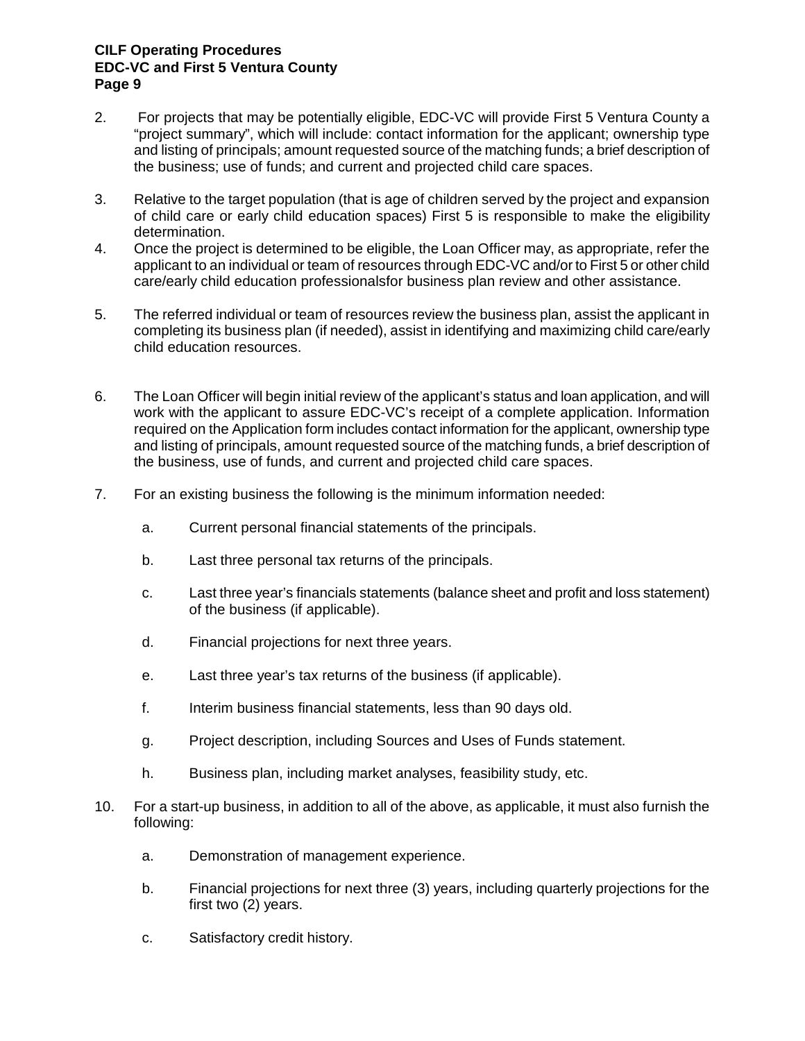2. For projects that may be potentially eligible, EDC-VC will provide First 5 Ventura County a "project summary", which will include: contact information for the applicant; ownership type and listing of principals; amount requested source of the matching funds; a brief description of the business; use of funds; and current and projected child care spaces.

3. Relative to the target population (that is age of children served by the project and expansion of child care or early child education spaces) First 5 is responsible to make the eligibility determination.

4. Once the project is determined to be eligible, the Loan Officer may, as appropriate, refer the applicant to an individual or team of resources through EDC-VC and/or to First 5 or other child care/early child education professionalsfor business plan review and other assistance.

5. The referred individual or team of resources review the business plan, assist the applicant in completing its business plan (if needed), assist in identifying and maximizing child care/early child education resources.

6. The Loan Officer will begin initial review of the applicant's status and loan application, and will work with the applicant to assure EDC-VC's receipt of a complete application. Information required on the Application form includes contact information for the applicant, ownership type and listing of principals, amount requested source of the matching funds, a brief description of the business, use of funds, and current and projected child care spaces.

7. For an existing business the following is the minimum information needed:

   a. Current personal financial statements of the principals.

   b. Last three personal tax returns of the principals.

   c. Last three year's financials statements (balance sheet and profit and loss statement) of the business (if applicable).

   d. Financial projections for next three years.

   e. Last three year's tax returns of the business (if applicable).

   f. Interim business financial statements, less than 90 days old.

   g. Project description, including Sources and Uses of Funds statement.

   h. Business plan, including market analyses, feasibility study, etc.

10. For a start-up business, in addition to all of the above, as applicable, it must also furnish the following:

   a. Demonstration of management experience.

   b. Financial projections for next three (3) years, including quarterly projections for the first two (2) years.

   c. Satisfactory credit history.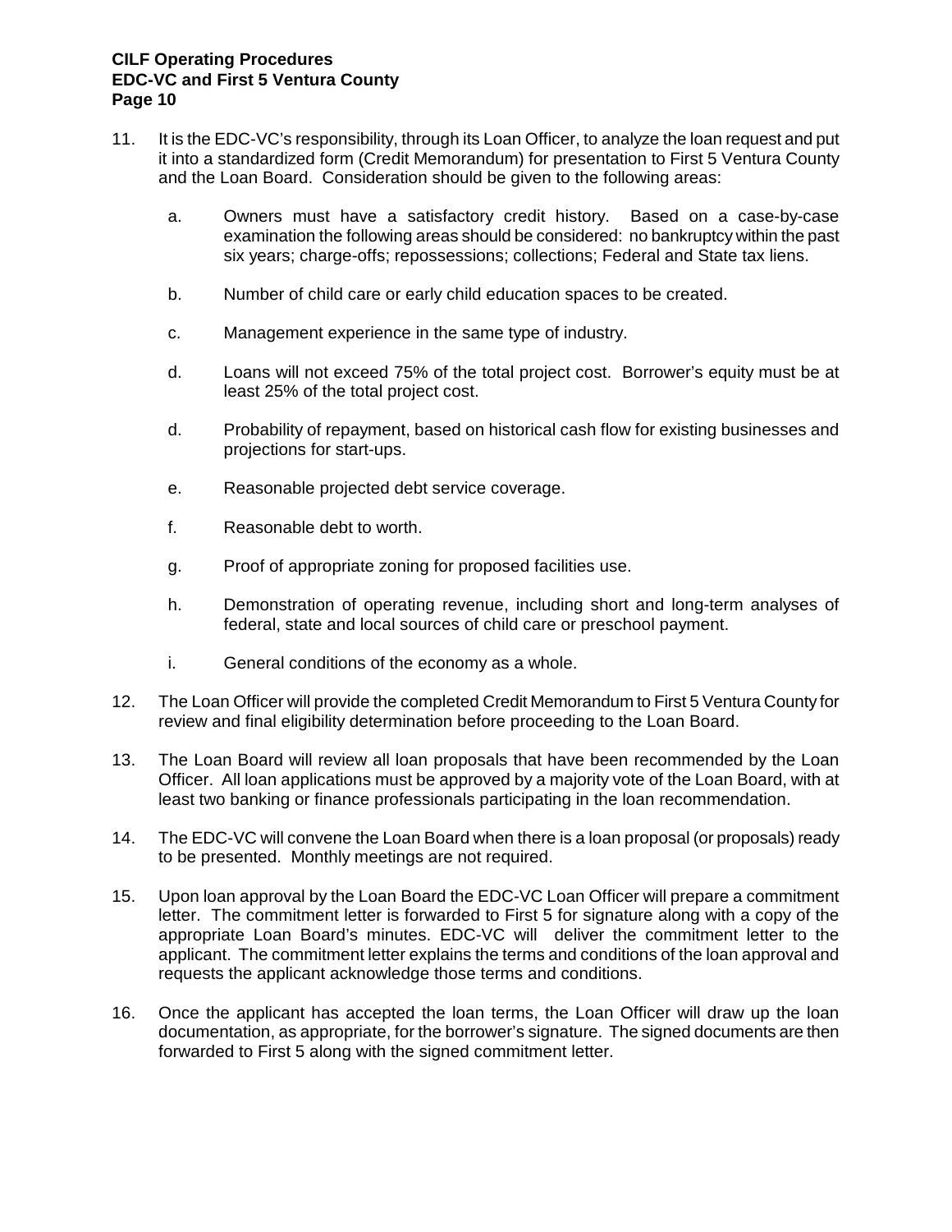11. It is the EDC-VC's responsibility, through its Loan Officer, to analyze the loan request and put it into a standardized form (Credit Memorandum) for presentation to First 5 Ventura County and the Loan Board. Consideration should be given to the following areas:

    a. Owners must have a satisfactory credit history. Based on a case-by-case examination the following areas should be considered: no bankruptcy within the past six years; charge-offs; repossessions; collections; Federal and State tax liens.

    b. Number of child care or early child education spaces to be created.

    c. Management experience in the same type of industry.

    d. Loans will not exceed 75% of the total project cost. Borrower's equity must be at least 25% of the total project cost.

    d. Probability of repayment, based on historical cash flow for existing businesses and projections for start-ups.

    e. Reasonable projected debt service coverage.

    f. Reasonable debt to worth.

    g. Proof of appropriate zoning for proposed facilities use.

    h. Demonstration of operating revenue, including short and long-term analyses of federal, state and local sources of child care or preschool payment.

    i. General conditions of the economy as a whole.

12. The Loan Officer will provide the completed Credit Memorandum to First 5 Ventura County for review and final eligibility determination before proceeding to the Loan Board.

13. The Loan Board will review all loan proposals that have been recommended by the Loan Officer. All loan applications must be approved by a majority vote of the Loan Board, with at least two banking or finance professionals participating in the loan recommendation.

14. The EDC-VC will convene the Loan Board when there is a loan proposal (or proposals) ready to be presented. Monthly meetings are not required.

15. Upon loan approval by the Loan Board the EDC-VC Loan Officer will prepare a commitment letter. The commitment letter is forwarded to First 5 for signature along with a copy of the appropriate Loan Board's minutes. EDC-VC will deliver the commitment letter to the applicant. The commitment letter explains the terms and conditions of the loan approval and requests the applicant acknowledge those terms and conditions.

16. Once the applicant has accepted the loan terms, the Loan Officer will draw up the loan documentation, as appropriate, for the borrower's signature. The signed documents are then forwarded to First 5 along with the signed commitment letter.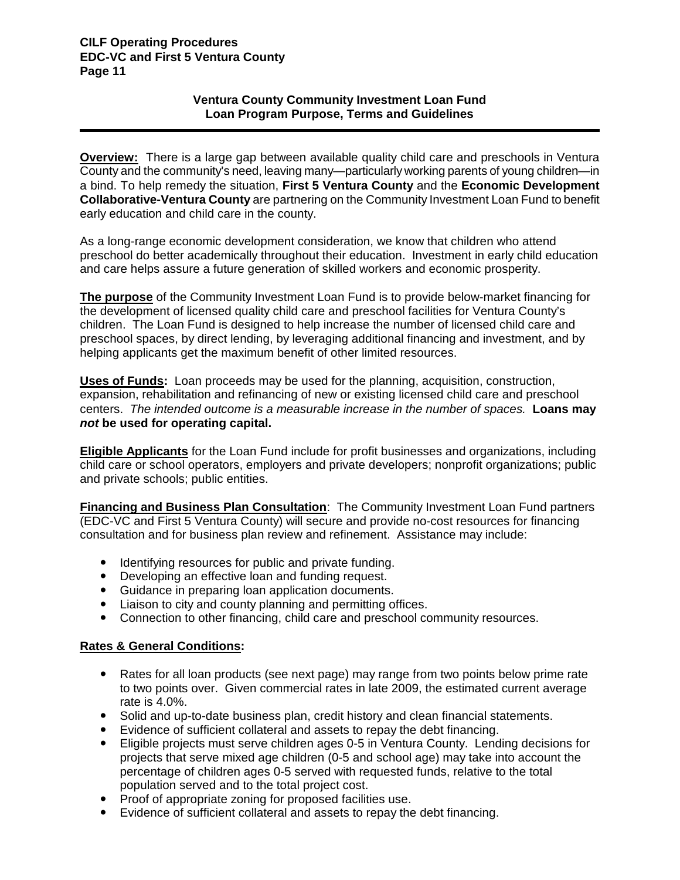## Ventura County Community Investment Loan Fund
## Loan Program Purpose, Terms and Guidelines

**Overview:** There is a large gap between available quality child care and preschools in Ventura County and the community's need, leaving many—particularly working parents of young children—in a bind. To help remedy the situation, **First 5 Ventura County** and the **Economic Development Collaborative-Ventura County** are partnering on the Community Investment Loan Fund to benefit early education and child care in the county.

As a long-range economic development consideration, we know that children who attend preschool do better academically throughout their education. Investment in early child education and care helps assure a future generation of skilled workers and economic prosperity.

**The purpose** of the Community Investment Loan Fund is to provide below-market financing for the development of licensed quality child care and preschool facilities for Ventura County's children. The Loan Fund is designed to help increase the number of licensed child care and preschool spaces, by direct lending, by leveraging additional financing and investment, and by helping applicants get the maximum benefit of other limited resources.

**Uses of Funds:** Loan proceeds may be used for the planning, acquisition, construction, expansion, rehabilitation and refinancing of new or existing licensed child care and preschool centers. *The intended outcome is a measurable increase in the number of spaces.* **Loans may *not* be used for operating capital.**

**Eligible Applicants** for the Loan Fund include for profit businesses and organizations, including child care or school operators, employers and private developers; nonprofit organizations; public and private schools; public entities.

**Financing and Business Plan Consultation**: The Community Investment Loan Fund partners (EDC-VC and First 5 Ventura County) will secure and provide no-cost resources for financing consultation and for business plan review and refinement. Assistance may include:

- Identifying resources for public and private funding.
- Developing an effective loan and funding request.
- Guidance in preparing loan application documents.
- Liaison to city and county planning and permitting offices.
- Connection to other financing, child care and preschool community resources.

**Rates & General Conditions:**

- Rates for all loan products (see next page) may range from two points below prime rate to two points over. Given commercial rates in late 2009, the estimated current average rate is 4.0%.
- Solid and up-to-date business plan, credit history and clean financial statements.
- Evidence of sufficient collateral and assets to repay the debt financing.
- Eligible projects must serve children ages 0-5 in Ventura County. Lending decisions for projects that serve mixed age children (0-5 and school age) may take into account the percentage of children ages 0-5 served with requested funds, relative to the total population served and to the total project cost.
- Proof of appropriate zoning for proposed facilities use.
- Evidence of sufficient collateral and assets to repay the debt financing.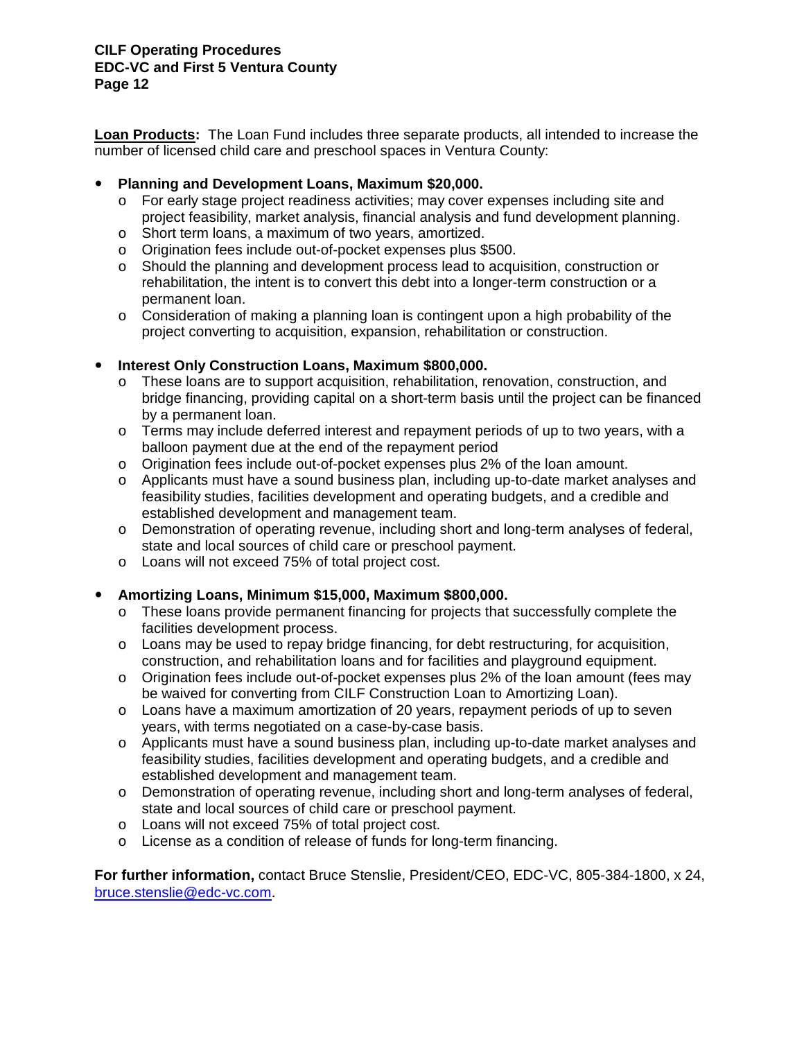**Loan Products:** The Loan Fund includes three separate products, all intended to increase the number of licensed child care and preschool spaces in Ventura County:

- **Planning and Development Loans, Maximum $20,000.**
  - For early stage project readiness activities; may cover expenses including site and project feasibility, market analysis, financial analysis and fund development planning.
  - Short term loans, a maximum of two years, amortized.
  - Origination fees include out-of-pocket expenses plus $500.
  - Should the planning and development process lead to acquisition, construction or rehabilitation, the intent is to convert this debt into a longer-term construction or a permanent loan.
  - Consideration of making a planning loan is contingent upon a high probability of the project converting to acquisition, expansion, rehabilitation or construction.

- **Interest Only Construction Loans, Maximum $800,000.**
  - These loans are to support acquisition, rehabilitation, renovation, construction, and bridge financing, providing capital on a short-term basis until the project can be financed by a permanent loan.
  - Terms may include deferred interest and repayment periods of up to two years, with a balloon payment due at the end of the repayment period
  - Origination fees include out-of-pocket expenses plus 2% of the loan amount.
  - Applicants must have a sound business plan, including up-to-date market analyses and feasibility studies, facilities development and operating budgets, and a credible and established development and management team.
  - Demonstration of operating revenue, including short and long-term analyses of federal, state and local sources of child care or preschool payment.
  - Loans will not exceed 75% of total project cost.

- **Amortizing Loans, Minimum $15,000, Maximum $800,000.**
  - These loans provide permanent financing for projects that successfully complete the facilities development process.
  - Loans may be used to repay bridge financing, for debt restructuring, for acquisition, construction, and rehabilitation loans and for facilities and playground equipment.
  - Origination fees include out-of-pocket expenses plus 2% of the loan amount (fees may be waived for converting from CILF Construction Loan to Amortizing Loan).
  - Loans have a maximum amortization of 20 years, repayment periods of up to seven years, with terms negotiated on a case-by-case basis.
  - Applicants must have a sound business plan, including up-to-date market analyses and feasibility studies, facilities development and operating budgets, and a credible and established development and management team.
  - Demonstration of operating revenue, including short and long-term analyses of federal, state and local sources of child care or preschool payment.
  - Loans will not exceed 75% of total project cost.
  - License as a condition of release of funds for long-term financing.

**For further information,** contact Bruce Stenslie, President/CEO, EDC-VC, 805-384-1800, x 24, bruce.stenslie@edc-vc.com.